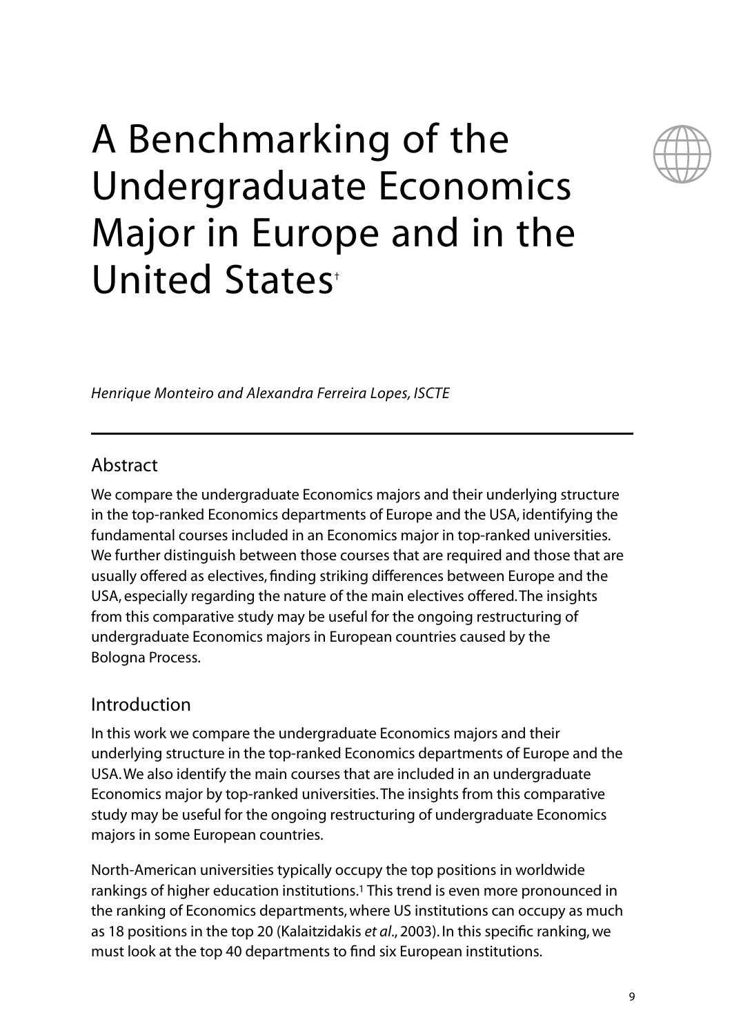# A Benchmarking of the Undergraduate Economics Major in Europe and in the United States[†]

*Henrique Monteiro and Alexandra Ferreira Lopes, ISCTE*

## Abstract

We compare the undergraduate Economics majors and their underlying structure in the top-ranked Economics departments of Europe and the USA, identifying the fundamental courses included in an Economics major in top-ranked universities. We further distinguish between those courses that are required and those that are usually offered as electives, finding striking differences between Europe and the USA, especially regarding the nature of the main electives offered. The insights from this comparative study may be useful for the ongoing restructuring of undergraduate Economics majors in European countries caused by the Bologna Process.

## Introduction

In this work we compare the undergraduate Economics majors and their underlying structure in the top-ranked Economics departments of Europe and the USA. We also identify the main courses that are included in an undergraduate Economics major by top-ranked universities. The insights from this comparative study may be useful for the ongoing restructuring of undergraduate Economics majors in some European countries.

North-American universities typically occupy the top positions in worldwide rankings of higher education institutions.[1] This trend is even more pronounced in the ranking of Economics departments, where US institutions can occupy as much as 18 positions in the top 20 (Kalaitzidakis *et al.*, 2003). In this specific ranking, we must look at the top 40 departments to find six European institutions.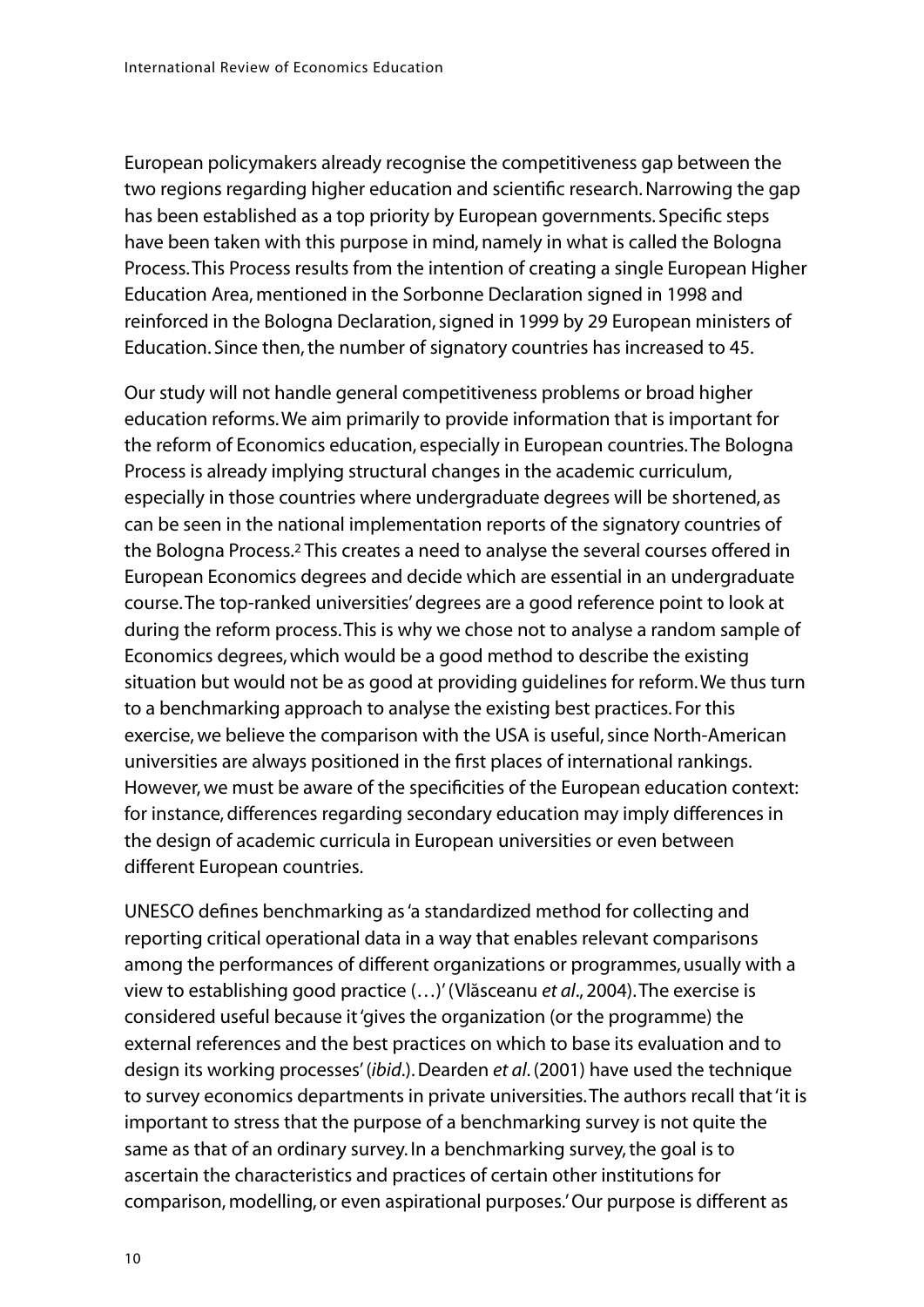European policymakers already recognise the competitiveness gap between the two regions regarding higher education and scientific research. Narrowing the gap has been established as a top priority by European governments. Specific steps have been taken with this purpose in mind, namely in what is called the Bologna Process. This Process results from the intention of creating a single European Higher Education Area, mentioned in the Sorbonne Declaration signed in 1998 and reinforced in the Bologna Declaration, signed in 1999 by 29 European ministers of Education. Since then, the number of signatory countries has increased to 45.

Our study will not handle general competitiveness problems or broad higher education reforms. We aim primarily to provide information that is important for the reform of Economics education, especially in European countries. The Bologna Process is already implying structural changes in the academic curriculum, especially in those countries where undergraduate degrees will be shortened, as can be seen in the national implementation reports of the signatory countries of the Bologna Process.[2] This creates a need to analyse the several courses offered in European Economics degrees and decide which are essential in an undergraduate course. The top-ranked universities' degrees are a good reference point to look at during the reform process. This is why we chose not to analyse a random sample of Economics degrees, which would be a good method to describe the existing situation but would not be as good at providing guidelines for reform. We thus turn to a benchmarking approach to analyse the existing best practices. For this exercise, we believe the comparison with the USA is useful, since North-American universities are always positioned in the first places of international rankings. However, we must be aware of the specificities of the European education context: for instance, differences regarding secondary education may imply differences in the design of academic curricula in European universities or even between different European countries.

UNESCO defines benchmarking as 'a standardized method for collecting and reporting critical operational data in a way that enables relevant comparisons among the performances of different organizations or programmes, usually with a view to establishing good practice (…)' (Vlăsceanu *et al*., 2004). The exercise is considered useful because it 'gives the organization (or the programme) the external references and the best practices on which to base its evaluation and to design its working processes' (*ibid*.). Dearden *et al*. (2001) have used the technique to survey economics departments in private universities. The authors recall that 'it is important to stress that the purpose of a benchmarking survey is not quite the same as that of an ordinary survey. In a benchmarking survey, the goal is to ascertain the characteristics and practices of certain other institutions for comparison, modelling, or even aspirational purposes.' Our purpose is different as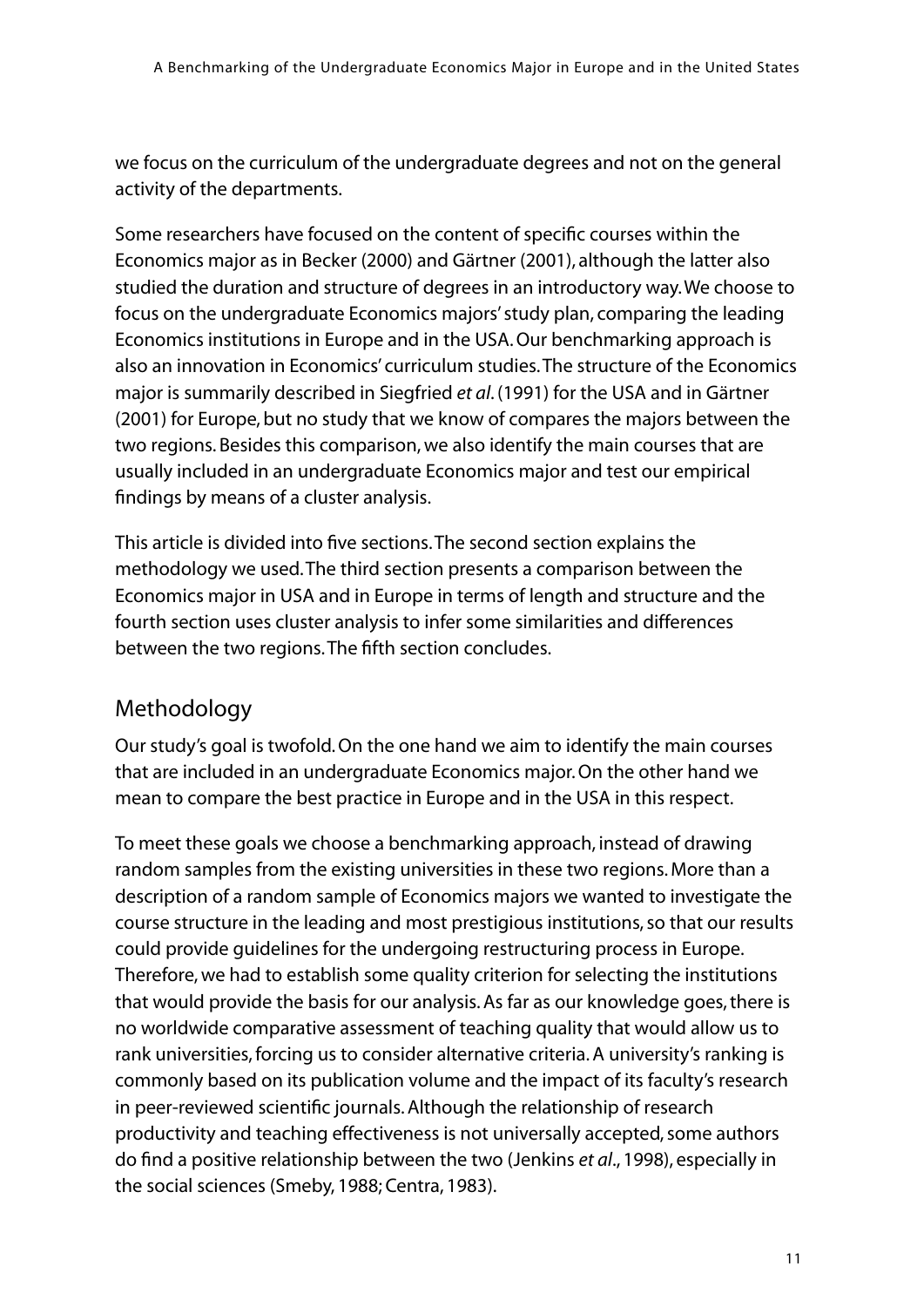we focus on the curriculum of the undergraduate degrees and not on the general activity of the departments.

Some researchers have focused on the content of specific courses within the Economics major as in Becker (2000) and Gärtner (2001), although the latter also studied the duration and structure of degrees in an introductory way. We choose to focus on the undergraduate Economics majors' study plan, comparing the leading Economics institutions in Europe and in the USA. Our benchmarking approach is also an innovation in Economics' curriculum studies. The structure of the Economics major is summarily described in Siegfried *et al*. (1991) for the USA and in Gärtner (2001) for Europe, but no study that we know of compares the majors between the two regions. Besides this comparison, we also identify the main courses that are usually included in an undergraduate Economics major and test our empirical findings by means of a cluster analysis.

This article is divided into five sections. The second section explains the methodology we used. The third section presents a comparison between the Economics major in USA and in Europe in terms of length and structure and the fourth section uses cluster analysis to infer some similarities and differences between the two regions. The fifth section concludes.

## Methodology

Our study's goal is twofold. On the one hand we aim to identify the main courses that are included in an undergraduate Economics major. On the other hand we mean to compare the best practice in Europe and in the USA in this respect.

To meet these goals we choose a benchmarking approach, instead of drawing random samples from the existing universities in these two regions. More than a description of a random sample of Economics majors we wanted to investigate the course structure in the leading and most prestigious institutions, so that our results could provide guidelines for the undergoing restructuring process in Europe. Therefore, we had to establish some quality criterion for selecting the institutions that would provide the basis for our analysis. As far as our knowledge goes, there is no worldwide comparative assessment of teaching quality that would allow us to rank universities, forcing us to consider alternative criteria. A university's ranking is commonly based on its publication volume and the impact of its faculty's research in peer-reviewed scientific journals. Although the relationship of research productivity and teaching effectiveness is not universally accepted, some authors do find a positive relationship between the two (Jenkins *et al*., 1998), especially in the social sciences (Smeby, 1988; Centra, 1983).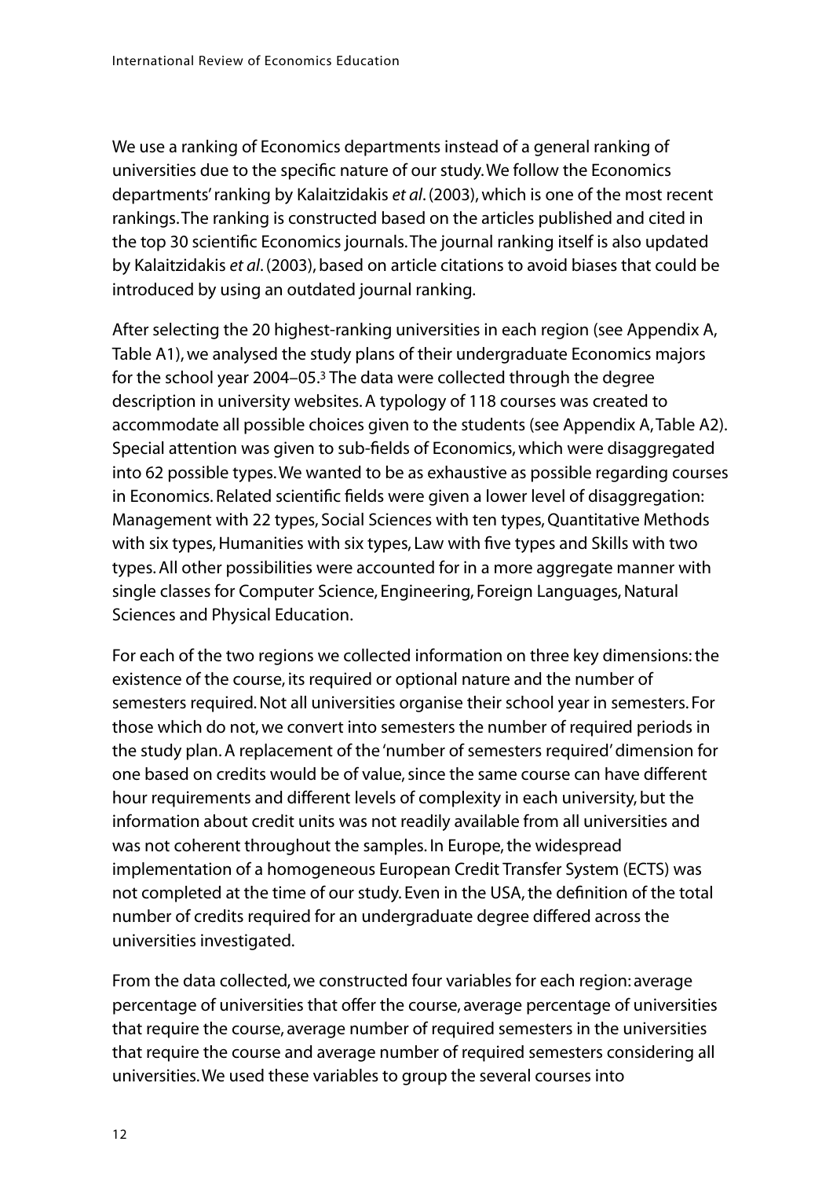We use a ranking of Economics departments instead of a general ranking of universities due to the specific nature of our study. We follow the Economics departments' ranking by Kalaitzidakis *et al*. (2003), which is one of the most recent rankings. The ranking is constructed based on the articles published and cited in the top 30 scientific Economics journals. The journal ranking itself is also updated by Kalaitzidakis *et al*. (2003), based on article citations to avoid biases that could be introduced by using an outdated journal ranking.

After selecting the 20 highest-ranking universities in each region (see Appendix A, Table A1), we analysed the study plans of their undergraduate Economics majors for the school year 2004–05.[3] The data were collected through the degree description in university websites. A typology of 118 courses was created to accommodate all possible choices given to the students (see Appendix A, Table A2). Special attention was given to sub-fields of Economics, which were disaggregated into 62 possible types. We wanted to be as exhaustive as possible regarding courses in Economics. Related scientific fields were given a lower level of disaggregation: Management with 22 types, Social Sciences with ten types, Quantitative Methods with six types, Humanities with six types, Law with five types and Skills with two types. All other possibilities were accounted for in a more aggregate manner with single classes for Computer Science, Engineering, Foreign Languages, Natural Sciences and Physical Education.

For each of the two regions we collected information on three key dimensions: the existence of the course, its required or optional nature and the number of semesters required. Not all universities organise their school year in semesters. For those which do not, we convert into semesters the number of required periods in the study plan. A replacement of the 'number of semesters required' dimension for one based on credits would be of value, since the same course can have different hour requirements and different levels of complexity in each university, but the information about credit units was not readily available from all universities and was not coherent throughout the samples. In Europe, the widespread implementation of a homogeneous European Credit Transfer System (ECTS) was not completed at the time of our study. Even in the USA, the definition of the total number of credits required for an undergraduate degree differed across the universities investigated.

From the data collected, we constructed four variables for each region: average percentage of universities that offer the course, average percentage of universities that require the course, average number of required semesters in the universities that require the course and average number of required semesters considering all universities. We used these variables to group the several courses into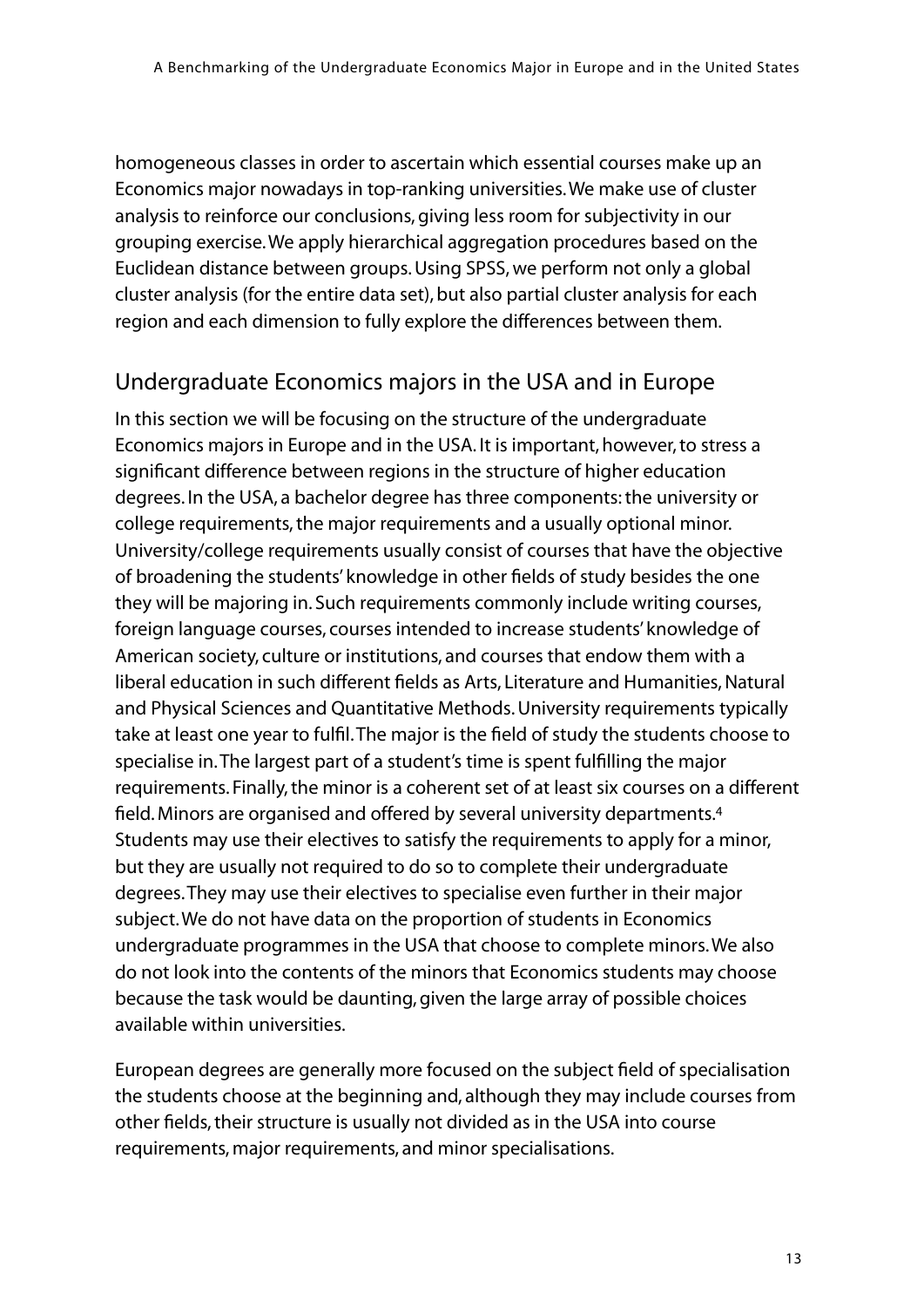homogeneous classes in order to ascertain which essential courses make up an Economics major nowadays in top-ranking universities. We make use of cluster analysis to reinforce our conclusions, giving less room for subjectivity in our grouping exercise. We apply hierarchical aggregation procedures based on the Euclidean distance between groups. Using SPSS, we perform not only a global cluster analysis (for the entire data set), but also partial cluster analysis for each region and each dimension to fully explore the differences between them.

## Undergraduate Economics majors in the USA and in Europe

In this section we will be focusing on the structure of the undergraduate Economics majors in Europe and in the USA. It is important, however, to stress a significant difference between regions in the structure of higher education degrees. In the USA, a bachelor degree has three components: the university or college requirements, the major requirements and a usually optional minor. University/college requirements usually consist of courses that have the objective of broadening the students' knowledge in other fields of study besides the one they will be majoring in. Such requirements commonly include writing courses, foreign language courses, courses intended to increase students' knowledge of American society, culture or institutions, and courses that endow them with a liberal education in such different fields as Arts, Literature and Humanities, Natural and Physical Sciences and Quantitative Methods. University requirements typically take at least one year to fulfil. The major is the field of study the students choose to specialise in. The largest part of a student's time is spent fulfilling the major requirements. Finally, the minor is a coherent set of at least six courses on a different field. Minors are organised and offered by several university departments.[4] Students may use their electives to satisfy the requirements to apply for a minor, but they are usually not required to do so to complete their undergraduate degrees. They may use their electives to specialise even further in their major subject. We do not have data on the proportion of students in Economics undergraduate programmes in the USA that choose to complete minors. We also do not look into the contents of the minors that Economics students may choose because the task would be daunting, given the large array of possible choices available within universities.

European degrees are generally more focused on the subject field of specialisation the students choose at the beginning and, although they may include courses from other fields, their structure is usually not divided as in the USA into course requirements, major requirements, and minor specialisations.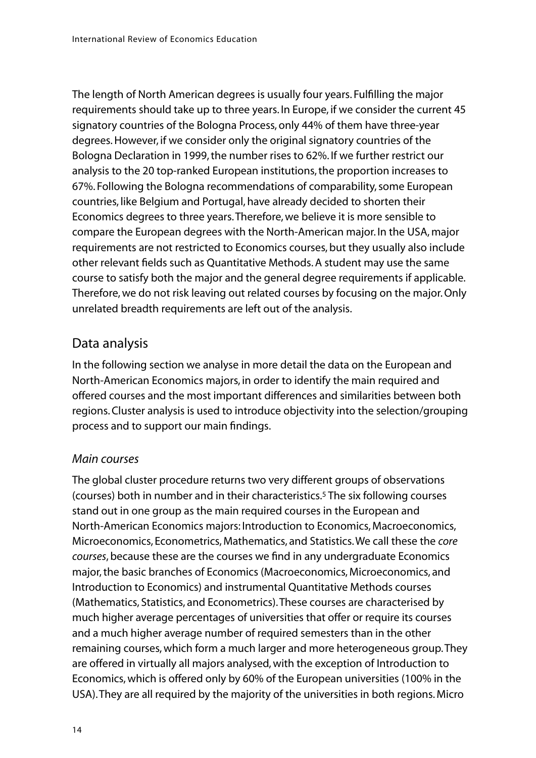The length of North American degrees is usually four years. Fulfilling the major requirements should take up to three years. In Europe, if we consider the current 45 signatory countries of the Bologna Process, only 44% of them have three-year degrees. However, if we consider only the original signatory countries of the Bologna Declaration in 1999, the number rises to 62%. If we further restrict our analysis to the 20 top-ranked European institutions, the proportion increases to 67%. Following the Bologna recommendations of comparability, some European countries, like Belgium and Portugal, have already decided to shorten their Economics degrees to three years. Therefore, we believe it is more sensible to compare the European degrees with the North-American major. In the USA, major requirements are not restricted to Economics courses, but they usually also include other relevant fields such as Quantitative Methods. A student may use the same course to satisfy both the major and the general degree requirements if applicable. Therefore, we do not risk leaving out related courses by focusing on the major. Only unrelated breadth requirements are left out of the analysis.

## Data analysis

In the following section we analyse in more detail the data on the European and North-American Economics majors, in order to identify the main required and offered courses and the most important differences and similarities between both regions. Cluster analysis is used to introduce objectivity into the selection/grouping process and to support our main findings.

### *Main courses*

The global cluster procedure returns two very different groups of observations (courses) both in number and in their characteristics.[5] The six following courses stand out in one group as the main required courses in the European and North-American Economics majors: Introduction to Economics, Macroeconomics, Microeconomics, Econometrics, Mathematics, and Statistics. We call these the *core courses*, because these are the courses we find in any undergraduate Economics major, the basic branches of Economics (Macroeconomics, Microeconomics, and Introduction to Economics) and instrumental Quantitative Methods courses (Mathematics, Statistics, and Econometrics). These courses are characterised by much higher average percentages of universities that offer or require its courses and a much higher average number of required semesters than in the other remaining courses, which form a much larger and more heterogeneous group. They are offered in virtually all majors analysed, with the exception of Introduction to Economics, which is offered only by 60% of the European universities (100% in the USA). They are all required by the majority of the universities in both regions. Micro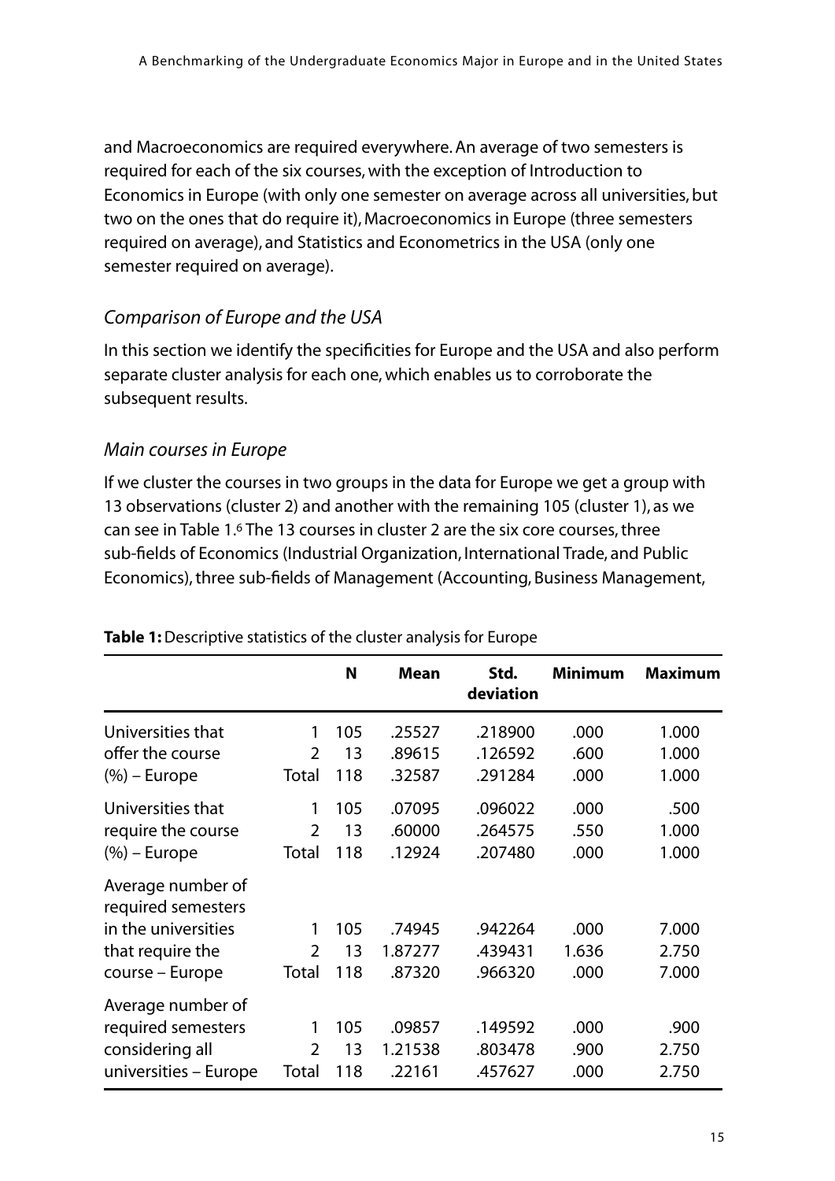and Macroeconomics are required everywhere. An average of two semesters is required for each of the six courses, with the exception of Introduction to Economics in Europe (with only one semester on average across all universities, but two on the ones that do require it), Macroeconomics in Europe (three semesters required on average), and Statistics and Econometrics in the USA (only one semester required on average).

### *Comparison of Europe and the USA*

In this section we identify the specificities for Europe and the USA and also perform separate cluster analysis for each one, which enables us to corroborate the subsequent results.

### *Main courses in Europe*

If we cluster the courses in two groups in the data for Europe we get a group with 13 observations (cluster 2) and another with the remaining 105 (cluster 1), as we can see in Table 1.[6] The 13 courses in cluster 2 are the six core courses, three sub-fields of Economics (Industrial Organization, International Trade, and Public Economics), three sub-fields of Management (Accounting, Business Management,

**Table 1:** Descriptive statistics of the cluster analysis for Europe

| | | N | Mean | Std. deviation | Minimum | Maximum |
|---|---|---|---|---|---|---|
| Universities that offer the course (%) – Europe | 1 | 105 | .25527 | .218900 | .000 | 1.000 |
| | 2 | 13 | .89615 | .126592 | .600 | 1.000 |
| | Total | 118 | .32587 | .291284 | .000 | 1.000 |
| Universities that require the course (%) – Europe | 1 | 105 | .07095 | .096022 | .000 | .500 |
| | 2 | 13 | .60000 | .264575 | .550 | 1.000 |
| | Total | 118 | .12924 | .207480 | .000 | 1.000 |
| Average number of required semesters in the universities that require the course – Europe | 1 | 105 | .74945 | .942264 | .000 | 7.000 |
| | 2 | 13 | 1.87277 | .439431 | 1.636 | 2.750 |
| | Total | 118 | .87320 | .966320 | .000 | 7.000 |
| Average number of required semesters considering all universities – Europe | 1 | 105 | .09857 | .149592 | .000 | .900 |
| | 2 | 13 | 1.21538 | .803478 | .900 | 2.750 |
| | Total | 118 | .22161 | .457627 | .000 | 2.750 |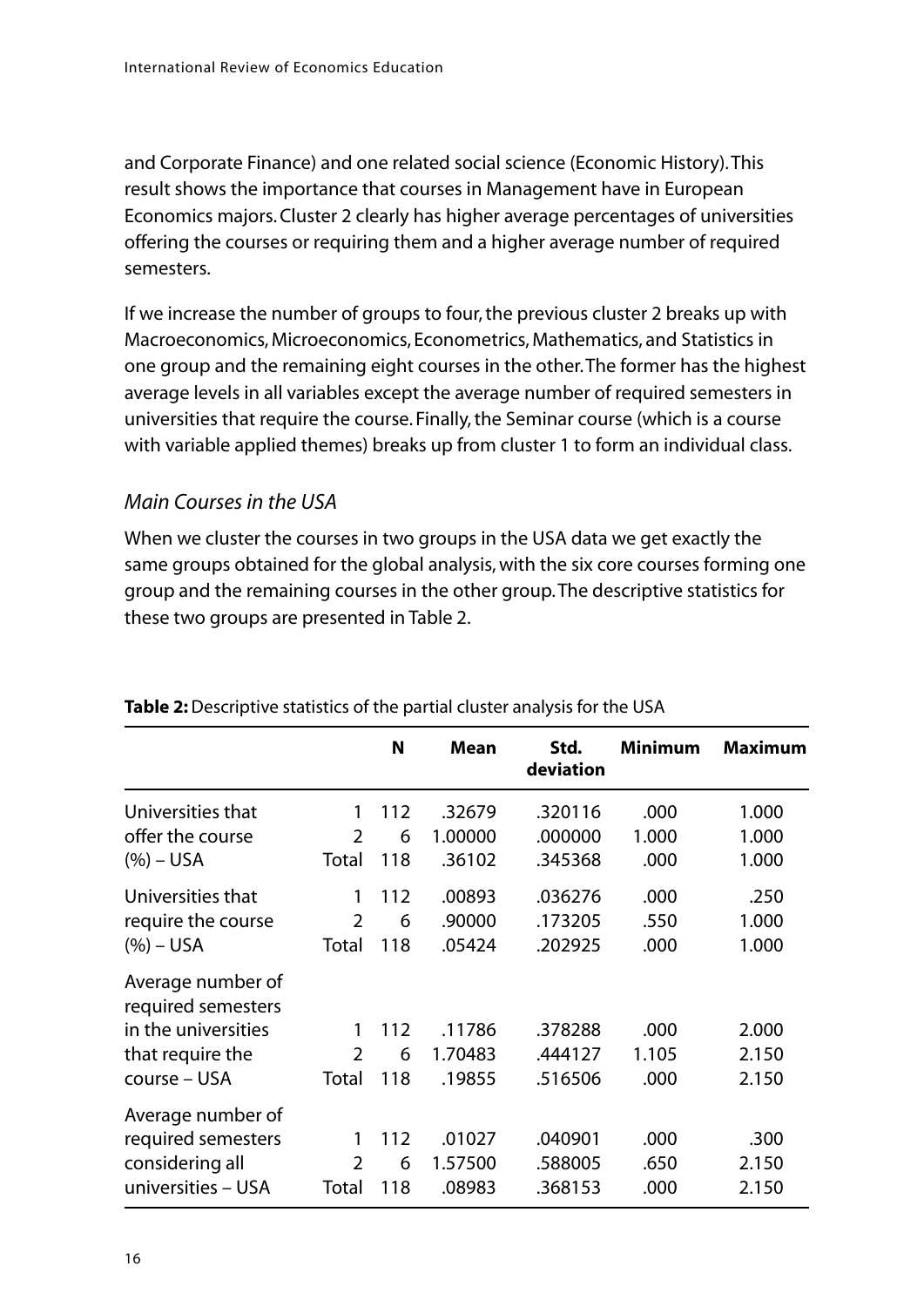and Corporate Finance) and one related social science (Economic History). This result shows the importance that courses in Management have in European Economics majors. Cluster 2 clearly has higher average percentages of universities offering the courses or requiring them and a higher average number of required semesters.

If we increase the number of groups to four, the previous cluster 2 breaks up with Macroeconomics, Microeconomics, Econometrics, Mathematics, and Statistics in one group and the remaining eight courses in the other. The former has the highest average levels in all variables except the average number of required semesters in universities that require the course. Finally, the Seminar course (which is a course with variable applied themes) breaks up from cluster 1 to form an individual class.

### *Main Courses in the USA*

When we cluster the courses in two groups in the USA data we get exactly the same groups obtained for the global analysis, with the six core courses forming one group and the remaining courses in the other group. The descriptive statistics for these two groups are presented in Table 2.

**Table 2:** Descriptive statistics of the partial cluster analysis for the USA

| | | N | Mean | Std. deviation | Minimum | Maximum |
|---|---|---|---|---|---|---|
| Universities that offer the course (%) – USA | 1 | 112 | .32679 | .320116 | .000 | 1.000 |
| | 2 | 6 | 1.00000 | .000000 | 1.000 | 1.000 |
| | Total | 118 | .36102 | .345368 | .000 | 1.000 |
| Universities that require the course (%) – USA | 1 | 112 | .00893 | .036276 | .000 | .250 |
| | 2 | 6 | .90000 | .173205 | .550 | 1.000 |
| | Total | 118 | .05424 | .202925 | .000 | 1.000 |
| Average number of required semesters in the universities that require the course – USA | 1 | 112 | .11786 | .378288 | .000 | 2.000 |
| | 2 | 6 | 1.70483 | .444127 | 1.105 | 2.150 |
| | Total | 118 | .19855 | .516506 | .000 | 2.150 |
| Average number of required semesters considering all universities – USA | 1 | 112 | .01027 | .040901 | .000 | .300 |
| | 2 | 6 | 1.57500 | .588005 | .650 | 2.150 |
| | Total | 118 | .08983 | .368153 | .000 | 2.150 |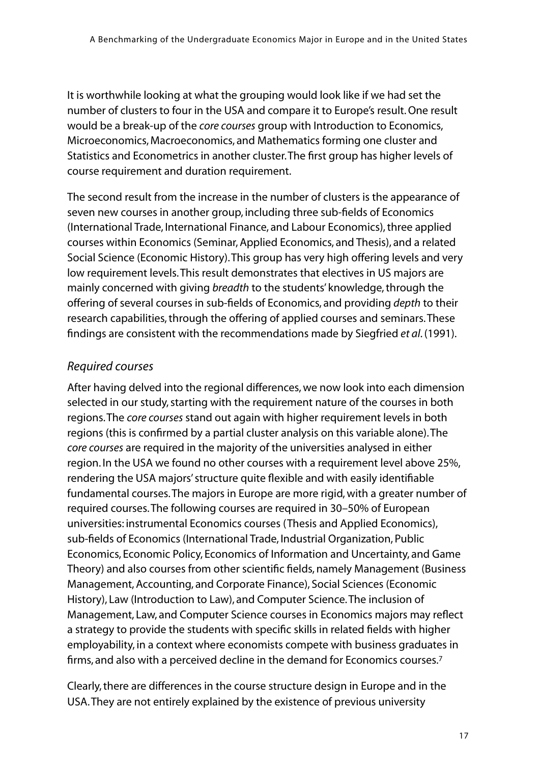It is worthwhile looking at what the grouping would look like if we had set the number of clusters to four in the USA and compare it to Europe's result. One result would be a break-up of the *core courses* group with Introduction to Economics, Microeconomics, Macroeconomics, and Mathematics forming one cluster and Statistics and Econometrics in another cluster. The first group has higher levels of course requirement and duration requirement.

The second result from the increase in the number of clusters is the appearance of seven new courses in another group, including three sub-fields of Economics (International Trade, International Finance, and Labour Economics), three applied courses within Economics (Seminar, Applied Economics, and Thesis), and a related Social Science (Economic History). This group has very high offering levels and very low requirement levels. This result demonstrates that electives in US majors are mainly concerned with giving *breadth* to the students' knowledge, through the offering of several courses in sub-fields of Economics, and providing *depth* to their research capabilities, through the offering of applied courses and seminars. These findings are consistent with the recommendations made by Siegfried *et al*. (1991).

### *Required courses*

After having delved into the regional differences, we now look into each dimension selected in our study, starting with the requirement nature of the courses in both regions. The *core courses* stand out again with higher requirement levels in both regions (this is confirmed by a partial cluster analysis on this variable alone). The *core courses* are required in the majority of the universities analysed in either region. In the USA we found no other courses with a requirement level above 25%, rendering the USA majors' structure quite flexible and with easily identifiable fundamental courses. The majors in Europe are more rigid, with a greater number of required courses. The following courses are required in 30–50% of European universities: instrumental Economics courses (Thesis and Applied Economics), sub-fields of Economics (International Trade, Industrial Organization, Public Economics, Economic Policy, Economics of Information and Uncertainty, and Game Theory) and also courses from other scientific fields, namely Management (Business Management, Accounting, and Corporate Finance), Social Sciences (Economic History), Law (Introduction to Law), and Computer Science. The inclusion of Management, Law, and Computer Science courses in Economics majors may reflect a strategy to provide the students with specific skills in related fields with higher employability, in a context where economists compete with business graduates in firms, and also with a perceived decline in the demand for Economics courses.[7]

Clearly, there are differences in the course structure design in Europe and in the USA. They are not entirely explained by the existence of previous university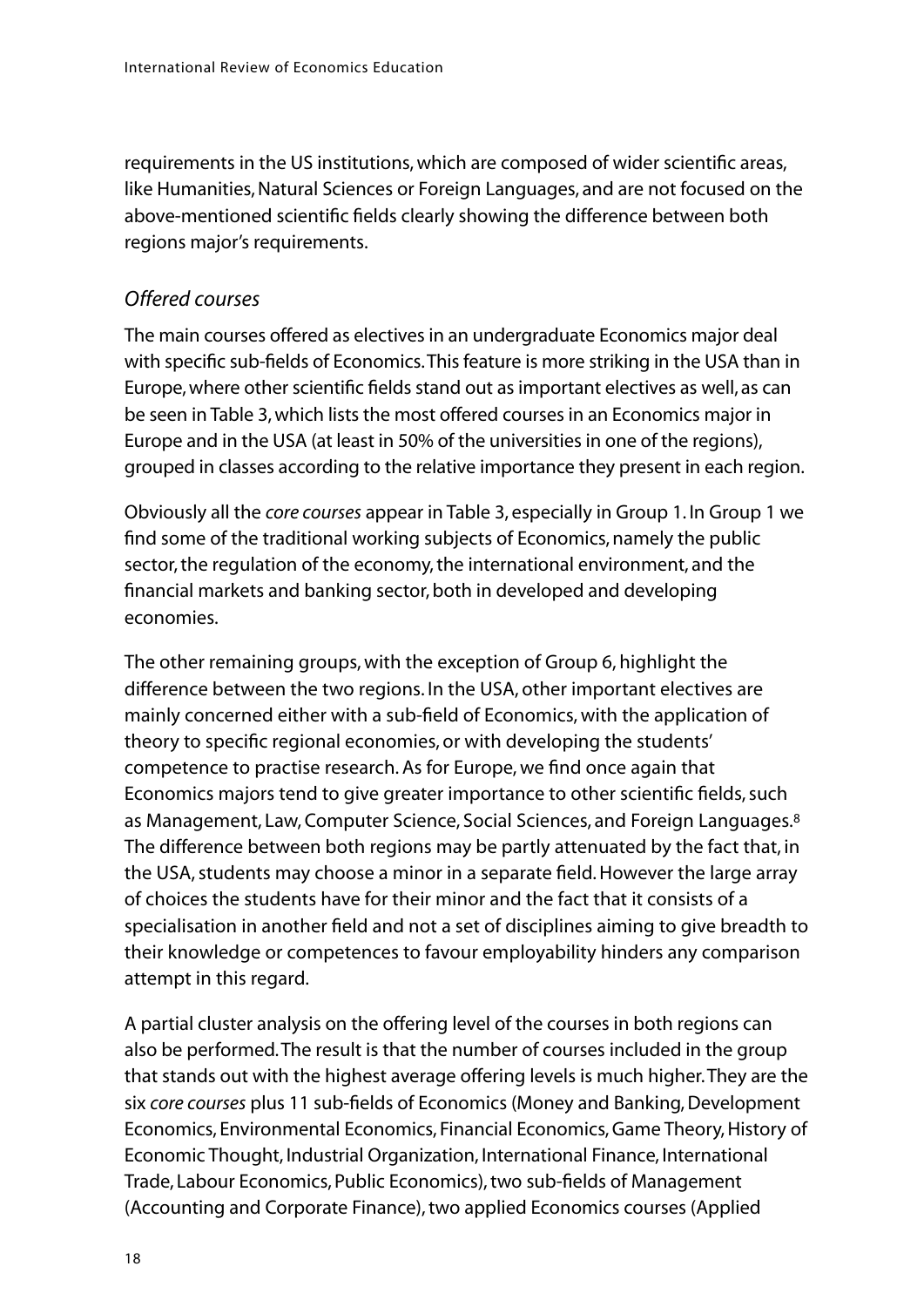requirements in the US institutions, which are composed of wider scientific areas, like Humanities, Natural Sciences or Foreign Languages, and are not focused on the above-mentioned scientific fields clearly showing the difference between both regions major's requirements.

### *Offered courses*

The main courses offered as electives in an undergraduate Economics major deal with specific sub-fields of Economics. This feature is more striking in the USA than in Europe, where other scientific fields stand out as important electives as well, as can be seen in Table 3, which lists the most offered courses in an Economics major in Europe and in the USA (at least in 50% of the universities in one of the regions), grouped in classes according to the relative importance they present in each region.

Obviously all the *core courses* appear in Table 3, especially in Group 1. In Group 1 we find some of the traditional working subjects of Economics, namely the public sector, the regulation of the economy, the international environment, and the financial markets and banking sector, both in developed and developing economies.

The other remaining groups, with the exception of Group 6, highlight the difference between the two regions. In the USA, other important electives are mainly concerned either with a sub-field of Economics, with the application of theory to specific regional economies, or with developing the students' competence to practise research. As for Europe, we find once again that Economics majors tend to give greater importance to other scientific fields, such as Management, Law, Computer Science, Social Sciences, and Foreign Languages.[8] The difference between both regions may be partly attenuated by the fact that, in the USA, students may choose a minor in a separate field. However the large array of choices the students have for their minor and the fact that it consists of a specialisation in another field and not a set of disciplines aiming to give breadth to their knowledge or competences to favour employability hinders any comparison attempt in this regard.

A partial cluster analysis on the offering level of the courses in both regions can also be performed. The result is that the number of courses included in the group that stands out with the highest average offering levels is much higher. They are the six *core courses* plus 11 sub-fields of Economics (Money and Banking, Development Economics, Environmental Economics, Financial Economics, Game Theory, History of Economic Thought, Industrial Organization, International Finance, International Trade, Labour Economics, Public Economics), two sub-fields of Management (Accounting and Corporate Finance), two applied Economics courses (Applied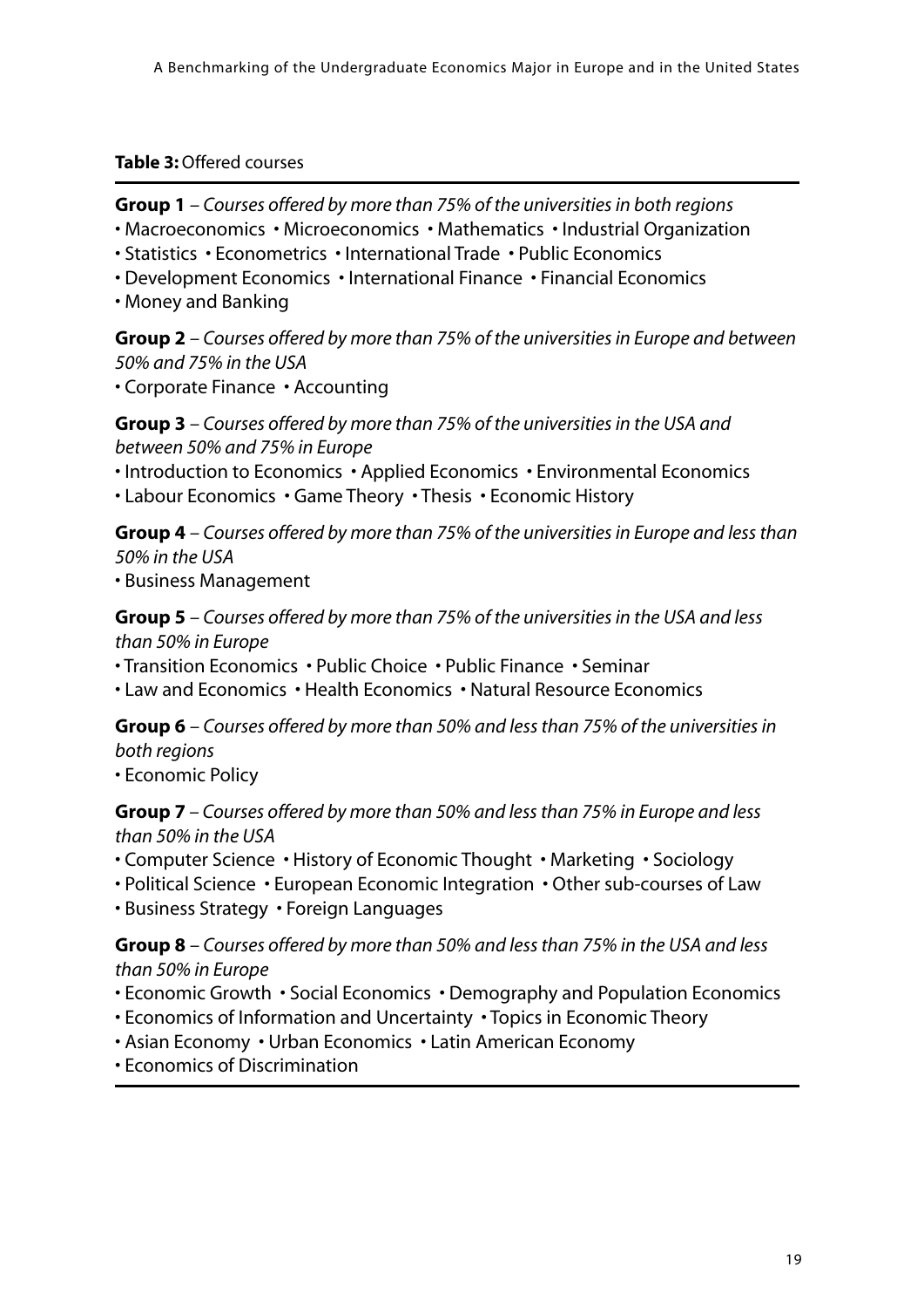**Table 3:** Offered courses

**Group 1** – *Courses offered by more than 75% of the universities in both regions*

• Macroeconomics • Microeconomics • Mathematics • Industrial Organization
• Statistics • Econometrics • International Trade • Public Economics
• Development Economics • International Finance • Financial Economics
• Money and Banking

**Group 2** – *Courses offered by more than 75% of the universities in Europe and between 50% and 75% in the USA*

• Corporate Finance • Accounting

**Group 3** – *Courses offered by more than 75% of the universities in the USA and between 50% and 75% in Europe*

• Introduction to Economics • Applied Economics • Environmental Economics
• Labour Economics • Game Theory • Thesis • Economic History

**Group 4** – *Courses offered by more than 75% of the universities in Europe and less than 50% in the USA*

• Business Management

**Group 5** – *Courses offered by more than 75% of the universities in the USA and less than 50% in Europe*

• Transition Economics • Public Choice • Public Finance • Seminar
• Law and Economics • Health Economics • Natural Resource Economics

**Group 6** – *Courses offered by more than 50% and less than 75% of the universities in both regions*

• Economic Policy

**Group 7** – *Courses offered by more than 50% and less than 75% in Europe and less than 50% in the USA*

• Computer Science • History of Economic Thought • Marketing • Sociology
• Political Science • European Economic Integration • Other sub-courses of Law
• Business Strategy • Foreign Languages

**Group 8** – *Courses offered by more than 50% and less than 75% in the USA and less than 50% in Europe*

• Economic Growth • Social Economics • Demography and Population Economics
• Economics of Information and Uncertainty • Topics in Economic Theory
• Asian Economy • Urban Economics • Latin American Economy
• Economics of Discrimination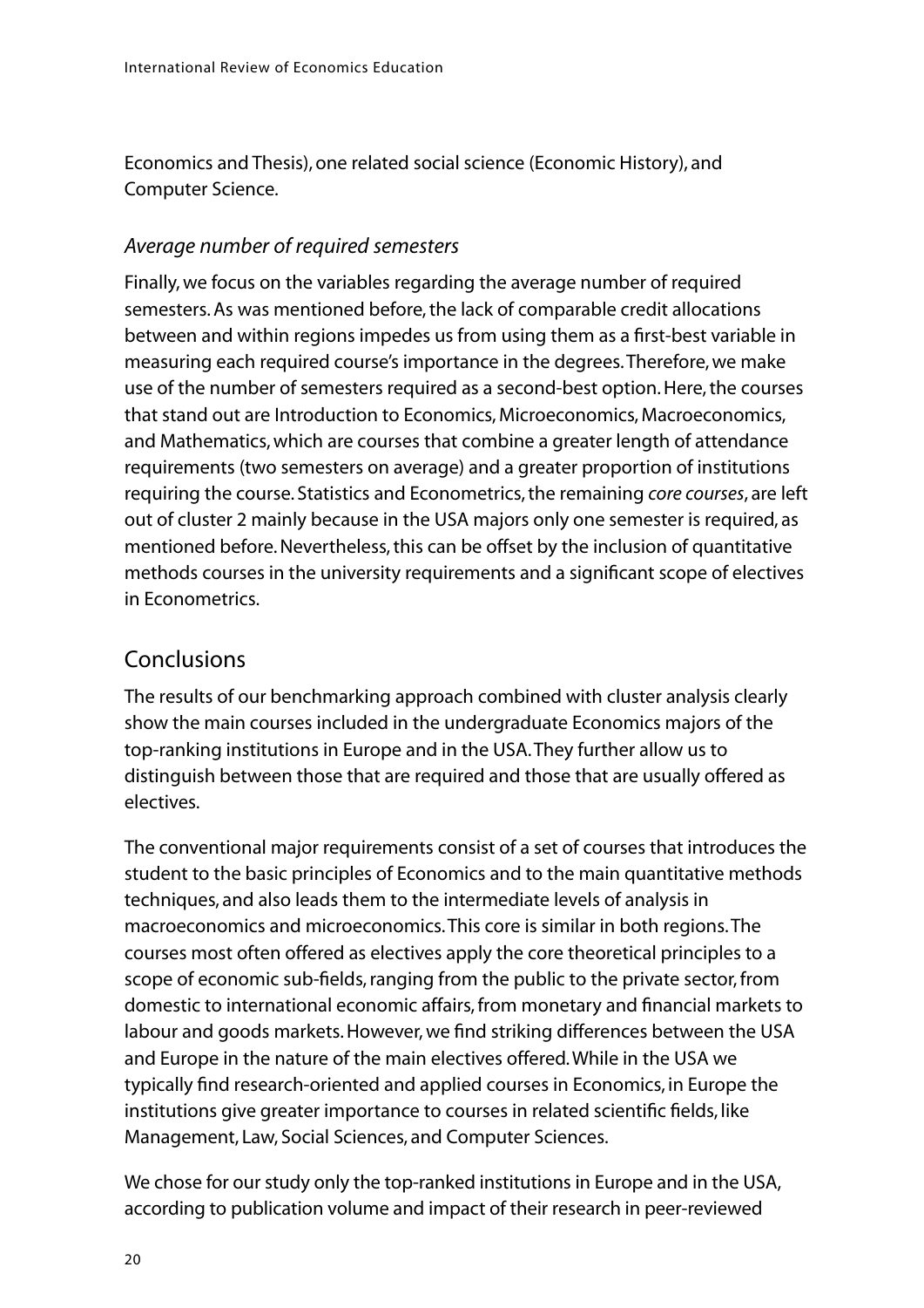Economics and Thesis), one related social science (Economic History), and Computer Science.

### *Average number of required semesters*

Finally, we focus on the variables regarding the average number of required semesters. As was mentioned before, the lack of comparable credit allocations between and within regions impedes us from using them as a first-best variable in measuring each required course's importance in the degrees. Therefore, we make use of the number of semesters required as a second-best option. Here, the courses that stand out are Introduction to Economics, Microeconomics, Macroeconomics, and Mathematics, which are courses that combine a greater length of attendance requirements (two semesters on average) and a greater proportion of institutions requiring the course. Statistics and Econometrics, the remaining *core courses*, are left out of cluster 2 mainly because in the USA majors only one semester is required, as mentioned before. Nevertheless, this can be offset by the inclusion of quantitative methods courses in the university requirements and a significant scope of electives in Econometrics.

## Conclusions

The results of our benchmarking approach combined with cluster analysis clearly show the main courses included in the undergraduate Economics majors of the top-ranking institutions in Europe and in the USA. They further allow us to distinguish between those that are required and those that are usually offered as electives.

The conventional major requirements consist of a set of courses that introduces the student to the basic principles of Economics and to the main quantitative methods techniques, and also leads them to the intermediate levels of analysis in macroeconomics and microeconomics. This core is similar in both regions. The courses most often offered as electives apply the core theoretical principles to a scope of economic sub-fields, ranging from the public to the private sector, from domestic to international economic affairs, from monetary and financial markets to labour and goods markets. However, we find striking differences between the USA and Europe in the nature of the main electives offered. While in the USA we typically find research-oriented and applied courses in Economics, in Europe the institutions give greater importance to courses in related scientific fields, like Management, Law, Social Sciences, and Computer Sciences.

We chose for our study only the top-ranked institutions in Europe and in the USA, according to publication volume and impact of their research in peer-reviewed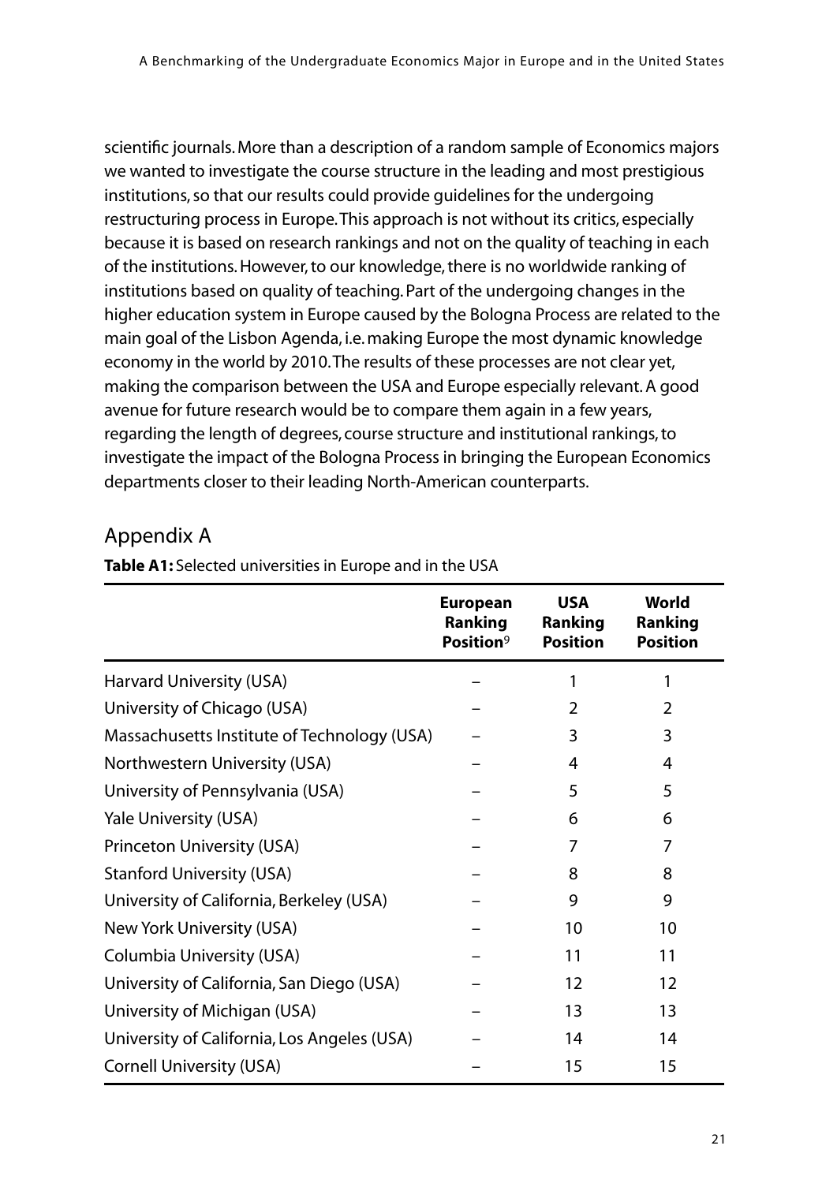scientific journals. More than a description of a random sample of Economics majors we wanted to investigate the course structure in the leading and most prestigious institutions, so that our results could provide guidelines for the undergoing restructuring process in Europe. This approach is not without its critics, especially because it is based on research rankings and not on the quality of teaching in each of the institutions. However, to our knowledge, there is no worldwide ranking of institutions based on quality of teaching. Part of the undergoing changes in the higher education system in Europe caused by the Bologna Process are related to the main goal of the Lisbon Agenda, i.e. making Europe the most dynamic knowledge economy in the world by 2010. The results of these processes are not clear yet, making the comparison between the USA and Europe especially relevant. A good avenue for future research would be to compare them again in a few years, regarding the length of degrees, course structure and institutional rankings, to investigate the impact of the Bologna Process in bringing the European Economics departments closer to their leading North-American counterparts.

## Appendix A

**Table A1:** Selected universities in Europe and in the USA

| | European Ranking Position[9] | USA Ranking Position | World Ranking Position |
|---|---|---|---|
| Harvard University (USA) | – | 1 | 1 |
| University of Chicago (USA) | – | 2 | 2 |
| Massachusetts Institute of Technology (USA) | – | 3 | 3 |
| Northwestern University (USA) | – | 4 | 4 |
| University of Pennsylvania (USA) | – | 5 | 5 |
| Yale University (USA) | – | 6 | 6 |
| Princeton University (USA) | – | 7 | 7 |
| Stanford University (USA) | – | 8 | 8 |
| University of California, Berkeley (USA) | – | 9 | 9 |
| New York University (USA) | – | 10 | 10 |
| Columbia University (USA) | – | 11 | 11 |
| University of California, San Diego (USA) | – | 12 | 12 |
| University of Michigan (USA) | – | 13 | 13 |
| University of California, Los Angeles (USA) | – | 14 | 14 |
| Cornell University (USA) | – | 15 | 15 |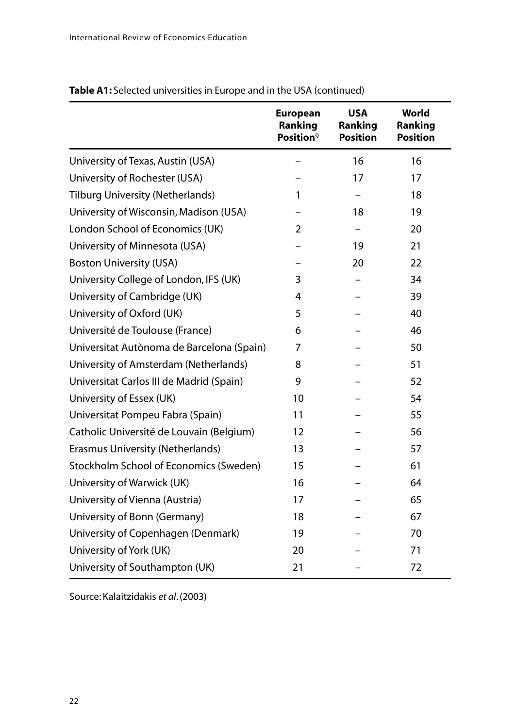**Table A1:** Selected universities in Europe and in the USA (continued)

| | European Ranking Position[9] | USA Ranking Position | World Ranking Position |
|---|---|---|---|
| University of Texas, Austin (USA) | – | 16 | 16 |
| University of Rochester (USA) | – | 17 | 17 |
| Tilburg University (Netherlands) | 1 | – | 18 |
| University of Wisconsin, Madison (USA) | – | 18 | 19 |
| London School of Economics (UK) | 2 | – | 20 |
| University of Minnesota (USA) | – | 19 | 21 |
| Boston University (USA) | – | 20 | 22 |
| University College of London, IFS (UK) | 3 | – | 34 |
| University of Cambridge (UK) | 4 | – | 39 |
| University of Oxford (UK) | 5 | – | 40 |
| Université de Toulouse (France) | 6 | – | 46 |
| Universitat Autònoma de Barcelona (Spain) | 7 | – | 50 |
| University of Amsterdam (Netherlands) | 8 | – | 51 |
| Universitat Carlos III de Madrid (Spain) | 9 | – | 52 |
| University of Essex (UK) | 10 | – | 54 |
| Universitat Pompeu Fabra (Spain) | 11 | – | 55 |
| Catholic Université de Louvain (Belgium) | 12 | – | 56 |
| Erasmus University (Netherlands) | 13 | – | 57 |
| Stockholm School of Economics (Sweden) | 15 | – | 61 |
| University of Warwick (UK) | 16 | – | 64 |
| University of Vienna (Austria) | 17 | – | 65 |
| University of Bonn (Germany) | 18 | – | 67 |
| University of Copenhagen (Denmark) | 19 | – | 70 |
| University of York (UK) | 20 | – | 71 |
| University of Southampton (UK) | 21 | – | 72 |

Source: Kalaitzidakis *et al*. (2003)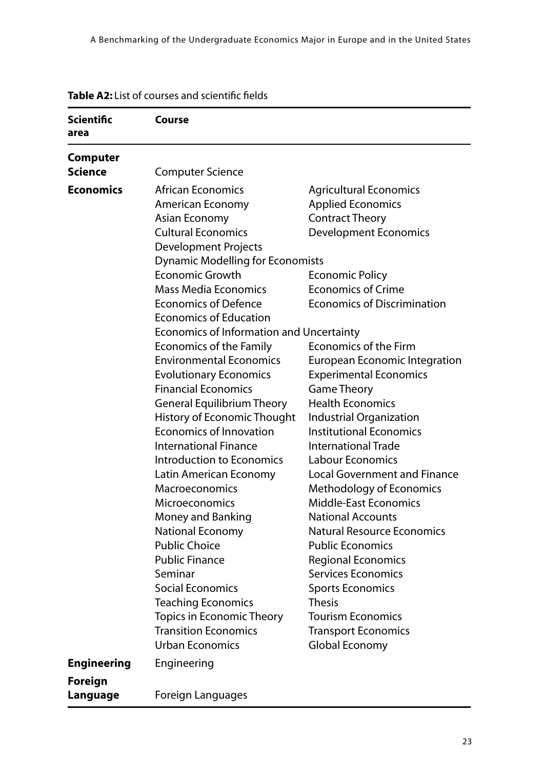**Table A2:** List of courses and scientific fields

| Scientific area | Course | |
|---|---|---|
| **Computer Science** | Computer Science | |
| **Economics** | African Economics | Agricultural Economics |
| | American Economy | Applied Economics |
| | Asian Economy | Contract Theory |
| | Cultural Economics | Development Economics |
| | Development Projects | |
| | Dynamic Modelling for Economists | |
| | Economic Growth | Economic Policy |
| | Mass Media Economics | Economics of Crime |
| | Economics of Defence | Economics of Discrimination |
| | Economics of Education | |
| | Economics of Information and Uncertainty | |
| | Economics of the Family | Economics of the Firm |
| | Environmental Economics | European Economic Integration |
| | Evolutionary Economics | Experimental Economics |
| | Financial Economics | Game Theory |
| | General Equilibrium Theory | Health Economics |
| | History of Economic Thought | Industrial Organization |
| | Economics of Innovation | Institutional Economics |
| | International Finance | International Trade |
| | Introduction to Economics | Labour Economics |
| | Latin American Economy | Local Government and Finance |
| | Macroeconomics | Methodology of Economics |
| | Microeconomics | Middle-East Economics |
| | Money and Banking | National Accounts |
| | National Economy | Natural Resource Economics |
| | Public Choice | Public Economics |
| | Public Finance | Regional Economics |
| | Seminar | Services Economics |
| | Social Economics | Sports Economics |
| | Teaching Economics | Thesis |
| | Topics in Economic Theory | Tourism Economics |
| | Transition Economics | Transport Economics |
| | Urban Economics | Global Economy |
| **Engineering** | Engineering | |
| **Foreign Language** | Foreign Languages | |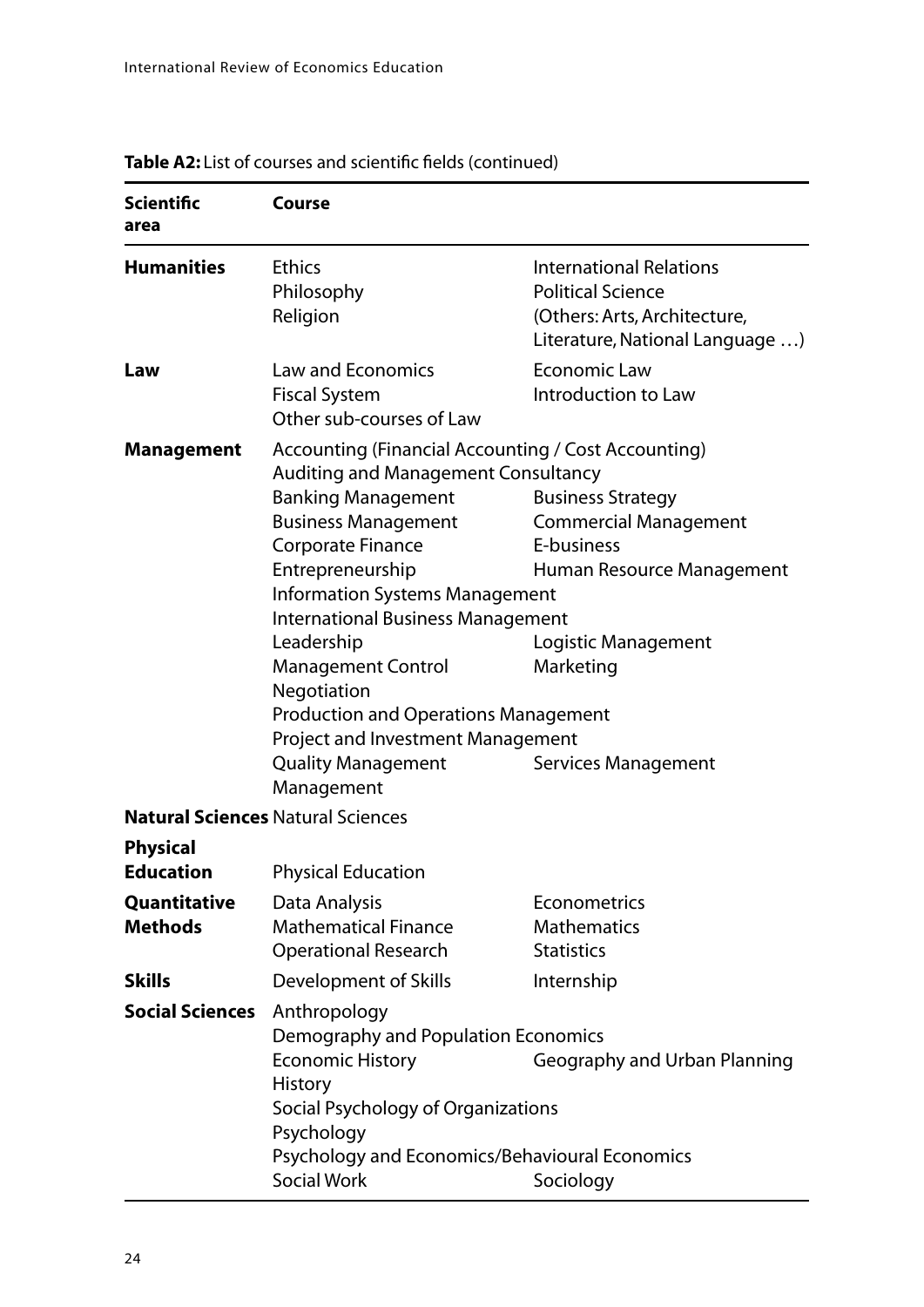**Table A2:** List of courses and scientific fields (continued)

| Scientific area | Course | |
|---|---|---|
| **Humanities** | Ethics | International Relations |
| | Philosophy | Political Science |
| | Religion | (Others: Arts, Architecture, Literature, National Language …) |
| **Law** | Law and Economics | Economic Law |
| | Fiscal System | Introduction to Law |
| | Other sub-courses of Law | |
| **Management** | Accounting (Financial Accounting / Cost Accounting) | |
| | Auditing and Management Consultancy | |
| | Banking Management | Business Strategy |
| | Business Management | Commercial Management |
| | Corporate Finance | E-business |
| | Entrepreneurship | Human Resource Management |
| | Information Systems Management | |
| | International Business Management | |
| | Leadership | Logistic Management |
| | Management Control | Marketing |
| | Negotiation | |
| | Production and Operations Management | |
| | Project and Investment Management | |
| | Quality Management | Services Management |
| | Management | |
| **Natural Sciences** | Natural Sciences | |
| **Physical Education** | Physical Education | |
| **Quantitative Methods** | Data Analysis | Econometrics |
| | Mathematical Finance | Mathematics |
| | Operational Research | Statistics |
| **Skills** | Development of Skills | Internship |
| **Social Sciences** | Anthropology | |
| | Demography and Population Economics | |
| | Economic History | Geography and Urban Planning |
| | History | |
| | Social Psychology of Organizations | |
| | Psychology | |
| | Psychology and Economics/Behavioural Economics | |
| | Social Work | Sociology |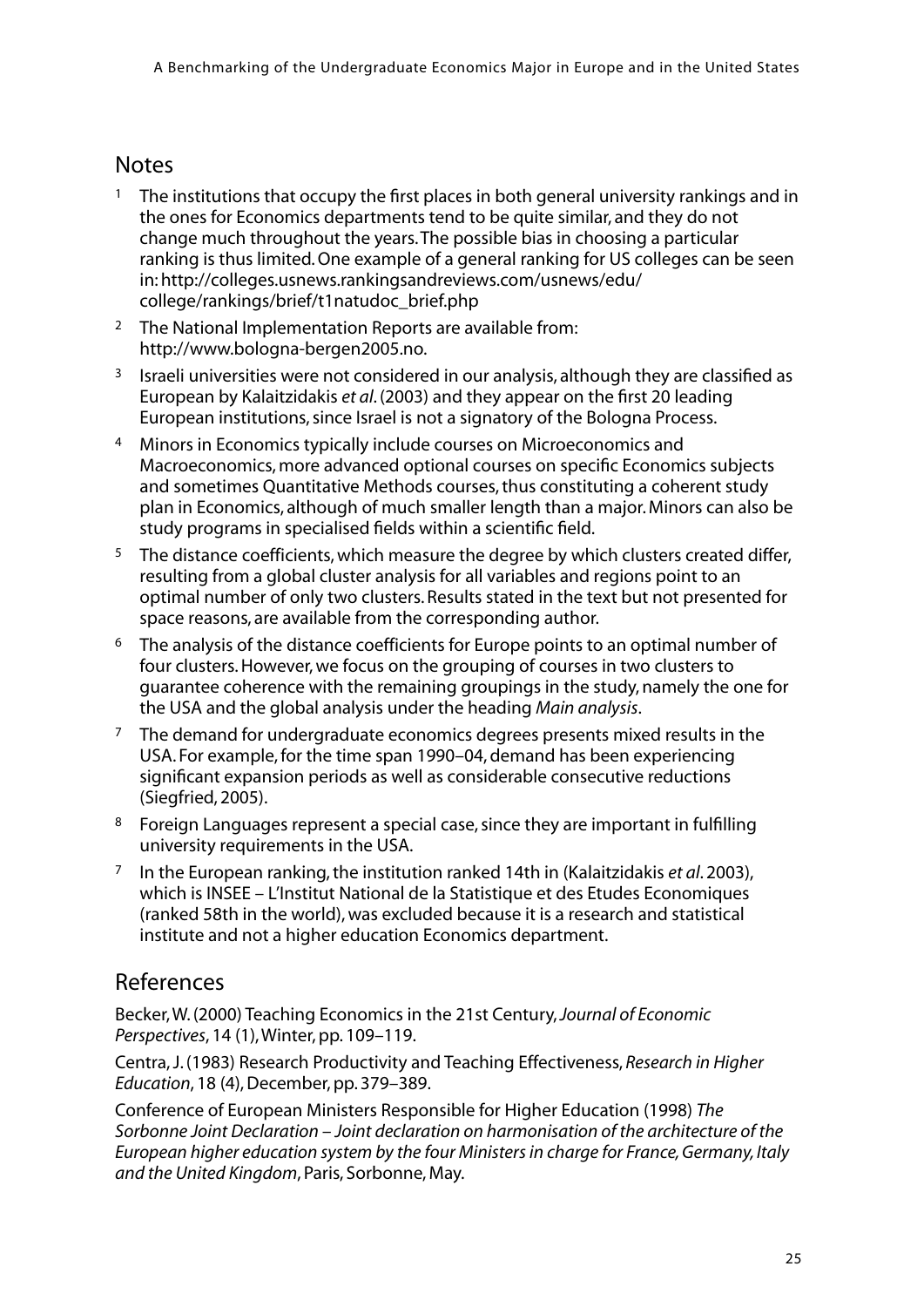## Notes

1. The institutions that occupy the first places in both general university rankings and in the ones for Economics departments tend to be quite similar, and they do not change much throughout the years. The possible bias in choosing a particular ranking is thus limited. One example of a general ranking for US colleges can be seen in: http://colleges.usnews.rankingsandreviews.com/usnews/edu/college/rankings/brief/t1natudoc_brief.php
2. The National Implementation Reports are available from: http://www.bologna-bergen2005.no.
3. Israeli universities were not considered in our analysis, although they are classified as European by Kalaitzidakis *et al*. (2003) and they appear on the first 20 leading European institutions, since Israel is not a signatory of the Bologna Process.
4. Minors in Economics typically include courses on Microeconomics and Macroeconomics, more advanced optional courses on specific Economics subjects and sometimes Quantitative Methods courses, thus constituting a coherent study plan in Economics, although of much smaller length than a major. Minors can also be study programs in specialised fields within a scientific field.
5. The distance coefficients, which measure the degree by which clusters created differ, resulting from a global cluster analysis for all variables and regions point to an optimal number of only two clusters. Results stated in the text but not presented for space reasons, are available from the corresponding author.
6. The analysis of the distance coefficients for Europe points to an optimal number of four clusters. However, we focus on the grouping of courses in two clusters to guarantee coherence with the remaining groupings in the study, namely the one for the USA and the global analysis under the heading *Main analysis*.
7. The demand for undergraduate economics degrees presents mixed results in the USA. For example, for the time span 1990–04, demand has been experiencing significant expansion periods as well as considerable consecutive reductions (Siegfried, 2005).
8. Foreign Languages represent a special case, since they are important in fulfilling university requirements in the USA.
7. In the European ranking, the institution ranked 14th in (Kalaitzidakis *et al*. 2003), which is INSEE – L'Institut National de la Statistique et des Etudes Economiques (ranked 58th in the world), was excluded because it is a research and statistical institute and not a higher education Economics department.

## References

Becker, W. (2000) Teaching Economics in the 21st Century, *Journal of Economic Perspectives*, 14 (1), Winter, pp. 109–119.

Centra, J. (1983) Research Productivity and Teaching Effectiveness, *Research in Higher Education*, 18 (4), December, pp. 379–389.

Conference of European Ministers Responsible for Higher Education (1998) *The Sorbonne Joint Declaration – Joint declaration on harmonisation of the architecture of the European higher education system by the four Ministers in charge for France, Germany, Italy and the United Kingdom*, Paris, Sorbonne, May.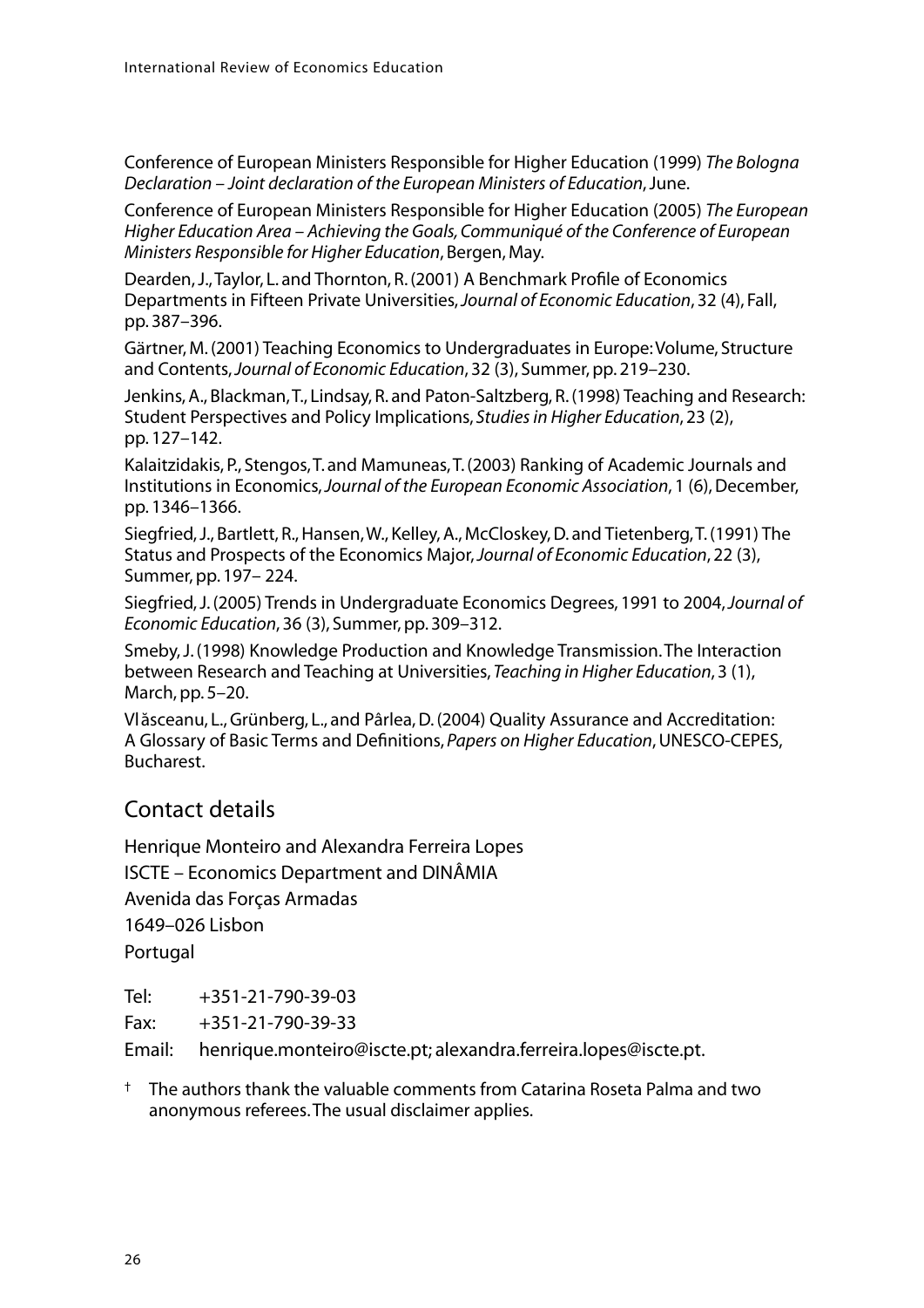Conference of European Ministers Responsible for Higher Education (1999) *The Bologna Declaration – Joint declaration of the European Ministers of Education*, June.

Conference of European Ministers Responsible for Higher Education (2005) *The European Higher Education Area – Achieving the Goals, Communiqué of the Conference of European Ministers Responsible for Higher Education*, Bergen, May.

Dearden, J., Taylor, L. and Thornton, R. (2001) A Benchmark Profile of Economics Departments in Fifteen Private Universities, *Journal of Economic Education*, 32 (4), Fall, pp. 387–396.

Gärtner, M. (2001) Teaching Economics to Undergraduates in Europe: Volume, Structure and Contents, *Journal of Economic Education*, 32 (3), Summer, pp. 219–230.

Jenkins, A., Blackman, T., Lindsay, R. and Paton-Saltzberg, R. (1998) Teaching and Research: Student Perspectives and Policy Implications, *Studies in Higher Education*, 23 (2), pp. 127–142.

Kalaitzidakis, P., Stengos, T. and Mamuneas, T. (2003) Ranking of Academic Journals and Institutions in Economics, *Journal of the European Economic Association*, 1 (6), December, pp. 1346–1366.

Siegfried, J., Bartlett, R., Hansen, W., Kelley, A., McCloskey, D. and Tietenberg, T. (1991) The Status and Prospects of the Economics Major, *Journal of Economic Education*, 22 (3), Summer, pp. 197– 224.

Siegfried, J. (2005) Trends in Undergraduate Economics Degrees, 1991 to 2004, *Journal of Economic Education*, 36 (3), Summer, pp. 309–312.

Smeby, J. (1998) Knowledge Production and Knowledge Transmission. The Interaction between Research and Teaching at Universities, *Teaching in Higher Education*, 3 (1), March, pp. 5–20.

Vlăsceanu, L., Grünberg, L., and Pârlea, D. (2004) Quality Assurance and Accreditation: A Glossary of Basic Terms and Definitions, *Papers on Higher Education*, UNESCO-CEPES, Bucharest.

## Contact details

Henrique Monteiro and Alexandra Ferreira Lopes
ISCTE – Economics Department and DINÂMIA
Avenida das Forças Armadas
1649–026 Lisbon
Portugal

Tel: +351-21-790-39-03
Fax: +351-21-790-39-33
Email: henrique.monteiro@iscte.pt; alexandra.ferreira.lopes@iscte.pt.

† The authors thank the valuable comments from Catarina Roseta Palma and two anonymous referees. The usual disclaimer applies.